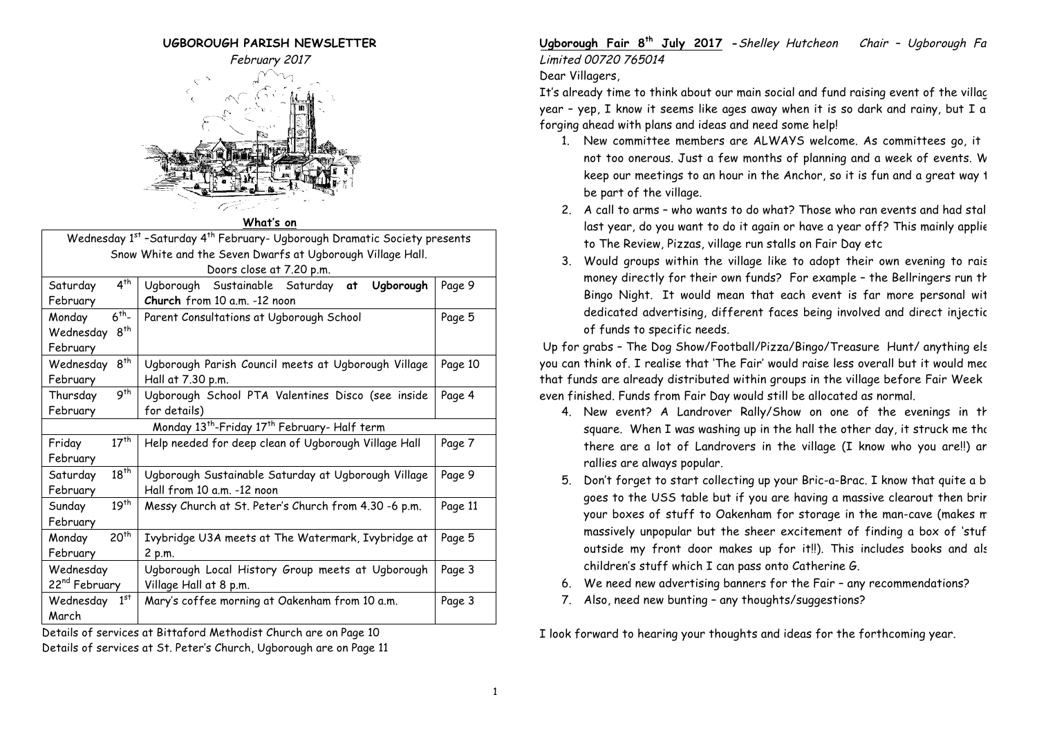# UGBOROUGH PARISH NEWSLETTER

*February 2017*

**What's on**

| Wednesday 1st –Saturday 4th February- Ugborough Dramatic Society presents Snow White and the Seven Dwarfs at Ugborough Village Hall. Doors close at 7.20 p.m. | | |
|---|---|---|
| Saturday 4th February | Ugborough Sustainable Saturday **at Ugborough Church** from 10 a.m. -12 noon | Page 9 |
| Monday 6th- Wednesday 8th February | Parent Consultations at Ugborough School | Page 5 |
| Wednesday 8th February | Ugborough Parish Council meets at Ugborough Village Hall at 7.30 p.m. | Page 10 |
| Thursday 9th February | Ugborough School PTA Valentines Disco (see inside for details) | Page 4 |
| Monday 13th-Friday 17th February- Half term | | |
| Friday 17th February | Help needed for deep clean of Ugborough Village Hall | Page 7 |
| Saturday 18th February | Ugborough Sustainable Saturday at Ugborough Village Hall from 10 a.m. -12 noon | Page 9 |
| Sunday 19th February | Messy Church at St. Peter's Church from 4.30 -6 p.m. | Page 11 |
| Monday 20th February | Ivybridge U3A meets at The Watermark, Ivybridge at 2 p.m. | Page 5 |
| Wednesday 22nd February | Ugborough Local History Group meets at Ugborough Village Hall at 8 p.m. | Page 3 |
| Wednesday 1st March | Mary's coffee morning at Oakenham from 10 a.m. | Page 3 |

Details of services at Bittaford Methodist Church are on Page 10
Details of services at St. Peter's Church, Ugborough are on Page 11

**Ugborough Fair 8th July 2017** - *Shelley Hutcheon Chair – Ugborough Fa Limited 00720 765014*

Dear Villagers,

It's already time to think about our main social and fund raising event of the villag year – yep, I know it seems like ages away when it is so dark and rainy, but I a forging ahead with plans and ideas and need some help!

1. New committee members are ALWAYS welcome. As committees go, it not too onerous. Just a few months of planning and a week of events. W keep our meetings to an hour in the Anchor, so it is fun and a great way t be part of the village.
2. A call to arms – who wants to do what? Those who ran events and had stal last year, do you want to do it again or have a year off? This mainly applie to The Review, Pizzas, village run stalls on Fair Day etc
3. Would groups within the village like to adopt their own evening to rais money directly for their own funds? For example – the Bellringers run th Bingo Night. It would mean that each event is far more personal wit dedicated advertising, different faces being involved and direct injectic of funds to specific needs.

Up for grabs – The Dog Show/Football/Pizza/Bingo/Treasure Hunt/ anything els you can think of. I realise that 'The Fair' would raise less overall but it would mea that funds are already distributed within groups in the village before Fair Week even finished. Funds from Fair Day would still be allocated as normal.

4. New event? A Landrover Rally/Show on one of the evenings in th square. When I was washing up in the hall the other day, it struck me tha there are a lot of Landrovers in the village (I know who you are!!) ar rallies are always popular.
5. Don't forget to start collecting up your Bric-a-Brac. I know that quite a b goes to the USS table but if you are having a massive clearout then brir your boxes of stuff to Oakenham for storage in the man-cave (makes m massively unpopular but the sheer excitement of finding a box of 'stuf outside my front door makes up for it!!). This includes books and als children's stuff which I can pass onto Catherine G.
6. We need new advertising banners for the Fair – any recommendations?
7. Also, need new bunting – any thoughts/suggestions?

I look forward to hearing your thoughts and ideas for the forthcoming year.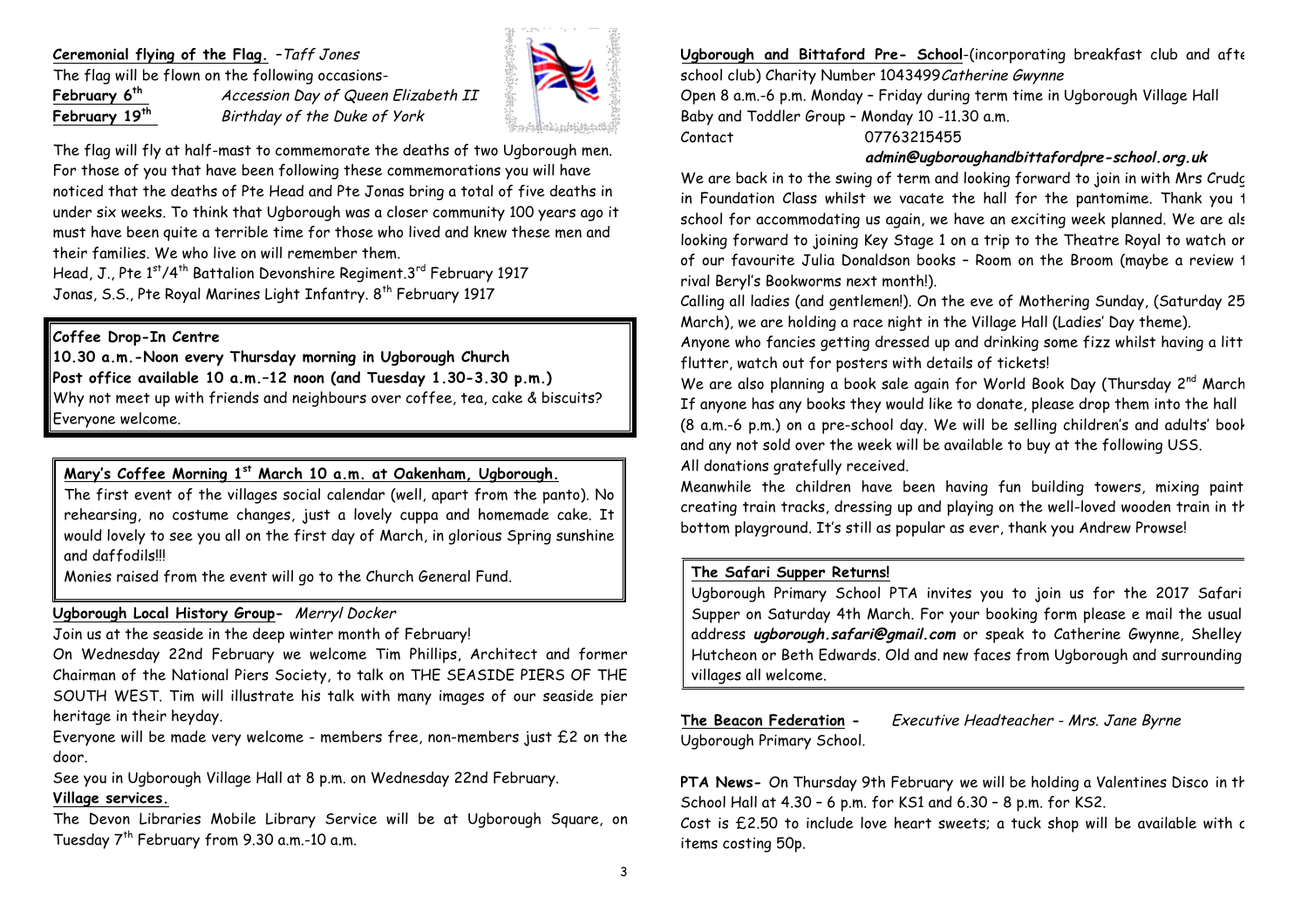**Ceremonial flying of the Flag.** –*Taff Jones*

The flag will be flown on the following occasions-

**February 6th** *Accession Day of Queen Elizabeth II*

**February 19th** *Birthday of the Duke of York*

The flag will fly at half-mast to commemorate the deaths of two Ugborough men. For those of you that have been following these commemorations you will have noticed that the deaths of Pte Head and Pte Jonas bring a total of five deaths in under six weeks. To think that Ugborough was a closer community 100 years ago it must have been quite a terrible time for those who lived and knew these men and their families. We who live on will remember them.

Head, J., Pte 1st/4th Battalion Devonshire Regiment.3rd February 1917

Jonas, S.S., Pte Royal Marines Light Infantry. 8th February 1917

**Coffee Drop-In Centre**

**10.30 a.m.-Noon every Thursday morning in Ugborough Church**

**Post office available 10 a.m.–12 noon (and Tuesday 1.30-3.30 p.m.)**

Why not meet up with friends and neighbours over coffee, tea, cake & biscuits? Everyone welcome.

**Mary's Coffee Morning 1st March 10 a.m. at Oakenham, Ugborough.**

The first event of the villages social calendar (well, apart from the panto). No rehearsing, no costume changes, just a lovely cuppa and homemade cake. It would lovely to see you all on the first day of March, in glorious Spring sunshine and daffodils!!!

Monies raised from the event will go to the Church General Fund.

**Ugborough Local History Group-** *Merryl Docker*

Join us at the seaside in the deep winter month of February!

On Wednesday 22nd February we welcome Tim Phillips, Architect and former Chairman of the National Piers Society, to talk on THE SEASIDE PIERS OF THE SOUTH WEST. Tim will illustrate his talk with many images of our seaside pier heritage in their heyday.

Everyone will be made very welcome - members free, non-members just £2 on the door.

See you in Ugborough Village Hall at 8 p.m. on Wednesday 22nd February.

**Village services.**

The Devon Libraries Mobile Library Service will be at Ugborough Square, on Tuesday 7th February from 9.30 a.m.-10 a.m.

**Ugborough and Bittaford Pre- School**-(incorporating breakfast club and afte school club) Charity Number 1043499*Catherine Gwynne*

Open 8 a.m.-6 p.m. Monday – Friday during term time in Ugborough Village Hall

Baby and Toddler Group – Monday 10 -11.30 a.m.

Contact 07763215455

***admin@ugboroughandbittafordpre-school.org.uk***

We are back in to the swing of term and looking forward to join in with Mrs Crudg in Foundation Class whilst we vacate the hall for the pantomime. Thank you t school for accommodating us again, we have an exciting week planned. We are als looking forward to joining Key Stage 1 on a trip to the Theatre Royal to watch or of our favourite Julia Donaldson books – Room on the Broom (maybe a review t rival Beryl's Bookworms next month!).

Calling all ladies (and gentlemen!). On the eve of Mothering Sunday, (Saturday 25 March), we are holding a race night in the Village Hall (Ladies' Day theme). Anyone who fancies getting dressed up and drinking some fizz whilst having a litt flutter, watch out for posters with details of tickets!

We are also planning a book sale again for World Book Day (Thursday 2nd March If anyone has any books they would like to donate, please drop them into the hall (8 a.m.-6 p.m.) on a pre-school day. We will be selling children's and adults' book and any not sold over the week will be available to buy at the following USS. All donations gratefully received.

Meanwhile the children have been having fun building towers, mixing paint creating train tracks, dressing up and playing on the well-loved wooden train in th bottom playground. It's still as popular as ever, thank you Andrew Prowse!

**The Safari Supper Returns!**

Ugborough Primary School PTA invites you to join us for the 2017 Safari Supper on Saturday 4th March. For your booking form please e mail the usual address ***ugborough.safari@gmail.com*** or speak to Catherine Gwynne, Shelley Hutcheon or Beth Edwards. Old and new faces from Ugborough and surrounding villages all welcome.

**The Beacon Federation -** *Executive Headteacher - Mrs. Jane Byrne*

Ugborough Primary School.

**PTA News-** On Thursday 9th February we will be holding a Valentines Disco in th School Hall at 4.30 – 6 p.m. for KS1 and 6.30 – 8 p.m. for KS2.

Cost is £2.50 to include love heart sweets; a tuck shop will be available with c items costing 50p.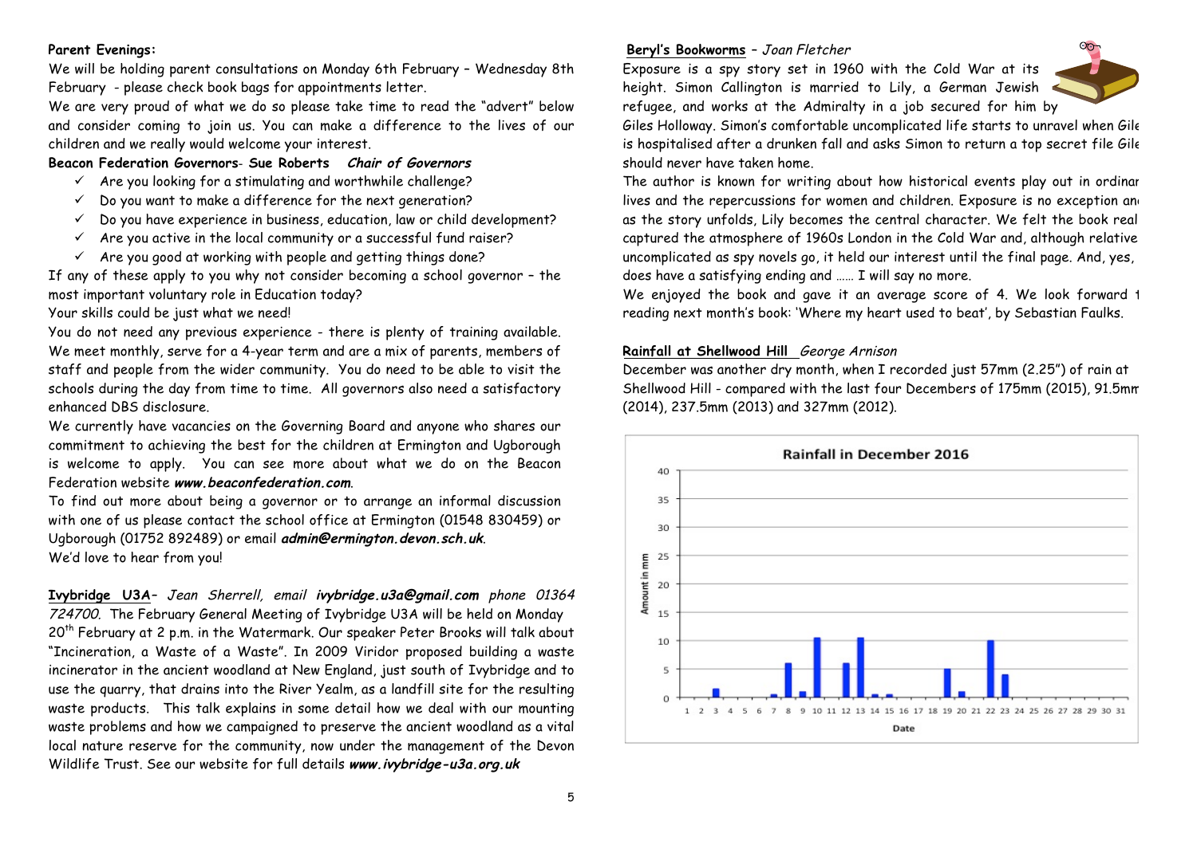**Parent Evenings:**

We will be holding parent consultations on Monday 6th February – Wednesday 8th February - please check book bags for appointments letter.

We are very proud of what we do so please take time to read the "advert" below and consider coming to join us. You can make a difference to the lives of our children and we really would welcome your interest.

**Beacon Federation Governors- Sue Roberts** ***Chair of Governors***

- ✓ Are you looking for a stimulating and worthwhile challenge?
- ✓ Do you want to make a difference for the next generation?
- ✓ Do you have experience in business, education, law or child development?
- ✓ Are you active in the local community or a successful fund raiser?
- ✓ Are you good at working with people and getting things done?

If any of these apply to you why not consider becoming a school governor – the most important voluntary role in Education today?

Your skills could be just what we need!

You do not need any previous experience - there is plenty of training available. We meet monthly, serve for a 4-year term and are a mix of parents, members of staff and people from the wider community. You do need to be able to visit the schools during the day from time to time. All governors also need a satisfactory enhanced DBS disclosure.

We currently have vacancies on the Governing Board and anyone who shares our commitment to achieving the best for the children at Ermington and Ugborough is welcome to apply. You can see more about what we do on the Beacon Federation website ***www.beaconfederation.com***.

To find out more about being a governor or to arrange an informal discussion with one of us please contact the school office at Ermington (01548 830459) or Ugborough (01752 892489) or email ***admin@ermington.devon.sch.uk***.

We'd love to hear from you!

**Ivybridge U3A**– *Jean Sherrell, email* ***ivybridge.u3a@gmail.com*** *phone 01364 724700.* The February General Meeting of Ivybridge U3A will be held on Monday 20th February at 2 p.m. in the Watermark. Our speaker Peter Brooks will talk about "Incineration, a Waste of a Waste". In 2009 Viridor proposed building a waste incinerator in the ancient woodland at New England, just south of Ivybridge and to use the quarry, that drains into the River Yealm, as a landfill site for the resulting waste products. This talk explains in some detail how we deal with our mounting waste problems and how we campaigned to preserve the ancient woodland as a vital local nature reserve for the community, now under the management of the Devon Wildlife Trust. See our website for full details ***www.ivybridge-u3a.org.uk***

**Beryl's Bookworms** – *Joan Fletcher*

Exposure is a spy story set in 1960 with the Cold War at its height. Simon Callington is married to Lily, a German Jewish refugee, and works at the Admiralty in a job secured for him by Giles Holloway. Simon's comfortable uncomplicated life starts to unravel when Giles is hospitalised after a drunken fall and asks Simon to return a top secret file Giles should never have taken home.

The author is known for writing about how historical events play out in ordinary lives and the repercussions for women and children. Exposure is no exception and as the story unfolds, Lily becomes the central character. We felt the book really captured the atmosphere of 1960s London in the Cold War and, although relatively uncomplicated as spy novels go, it held our interest until the final page. And, yes, it does have a satisfying ending and …… I will say no more.

We enjoyed the book and gave it an average score of 4. We look forward to reading next month's book: 'Where my heart used to beat', by Sebastian Faulks.

**Rainfall at Shellwood Hill** *George Arnison*

December was another dry month, when I recorded just 57mm (2.25") of rain at Shellwood Hill - compared with the last four Decembers of 175mm (2015), 91.5mm (2014), 237.5mm (2013) and 327mm (2012).

**Rainfall in December 2016**

(Chart: Amount in mm by Date, 1–31 December)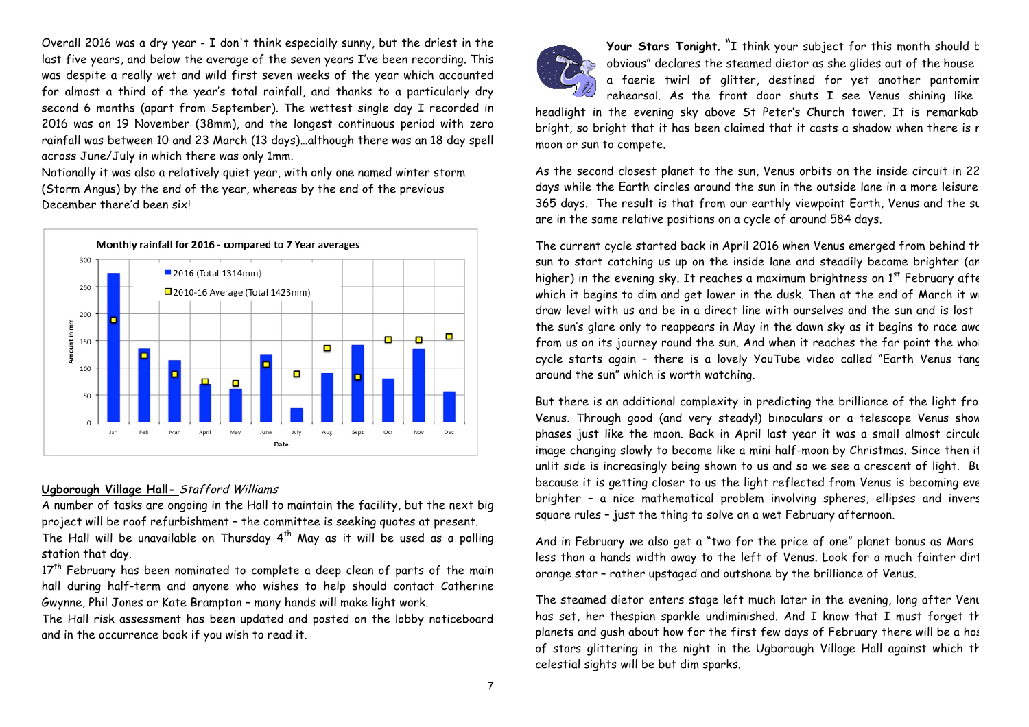Overall 2016 was a dry year - I don't think especially sunny, but the driest in the last five years, and below the average of the seven years I've been recording. This was despite a really wet and wild first seven weeks of the year which accounted for almost a third of the year's total rainfall, and thanks to a particularly dry second 6 months (apart from September). The wettest single day I recorded in 2016 was on 19 November (38mm), and the longest continuous period with zero rainfall was between 10 and 23 March (13 days)…although there was an 18 day spell across June/July in which there was only 1mm.

Nationally it was also a relatively quiet year, with only one named winter storm (Storm Angus) by the end of the year, whereas by the end of the previous December there'd been six!

**Monthly rainfall for 2016 - compared to 7 Year averages**

- 2016 (Total 1314mm)
- 2010-16 Average (Total 1423mm)

Amount in mm (0–300); Date: Jan, Feb, Mar, April, May, June, July, Aug, Sept, Oct, Nov, Dec

## Ugborough Village Hall- *Stafford Williams*

A number of tasks are ongoing in the Hall to maintain the facility, but the next big project will be roof refurbishment – the committee is seeking quotes at present.

The Hall will be unavailable on Thursday 4th May as it will be used as a polling station that day.

17th February has been nominated to complete a deep clean of parts of the main hall during half-term and anyone who wishes to help should contact Catherine Gwynne, Phil Jones or Kate Brampton – many hands will make light work.

The Hall risk assessment has been updated and posted on the lobby noticeboard and in the occurrence book if you wish to read it.

**Your Stars Tonight.** "I think your subject for this month should b obvious" declares the steamed dietor as she glides out of the house a faerie twirl of glitter, destined for yet another pantomim rehearsal. As the front door shuts I see Venus shining like headlight in the evening sky above St Peter's Church tower. It is remarkab bright, so bright that it has been claimed that it casts a shadow when there is r moon or sun to compete.

As the second closest planet to the sun, Venus orbits on the inside circuit in 22 days while the Earth circles around the sun in the outside lane in a more leisure 365 days. The result is that from our earthly viewpoint Earth, Venus and the su are in the same relative positions on a cycle of around 584 days.

The current cycle started back in April 2016 when Venus emerged from behind th sun to start catching us up on the inside lane and steadily became brighter (ar higher) in the evening sky. It reaches a maximum brightness on 1st February afte which it begins to dim and get lower in the dusk. Then at the end of March it w draw level with us and be in a direct line with ourselves and the sun and is lost the sun's glare only to reappears in May in the dawn sky as it begins to race awa from us on its journey round the sun. And when it reaches the far point the whol cycle starts again – there is a lovely YouTube video called "Earth Venus tang around the sun" which is worth watching.

But there is an additional complexity in predicting the brilliance of the light fro Venus. Through good (and very steady!) binoculars or a telescope Venus show phases just like the moon. Back in April last year it was a small almost circul image changing slowly to become like a mini half-moon by Christmas. Since then it unlit side is increasingly being shown to us and so we see a crescent of light. Bu because it is getting closer to us the light reflected from Venus is becoming eve brighter – a nice mathematical problem involving spheres, ellipses and invers square rules – just the thing to solve on a wet February afternoon.

And in February we also get a "two for the price of one" planet bonus as Mars less than a hands width away to the left of Venus. Look for a much fainter dirt orange star – rather upstaged and outshone by the brilliance of Venus.

The steamed dietor enters stage left much later in the evening, long after Venu has set, her thespian sparkle undiminished. And I know that I must forget th planets and gush about how for the first few days of February there will be a hos of stars glittering in the night in the Ugborough Village Hall against which th celestial sights will be but dim sparks.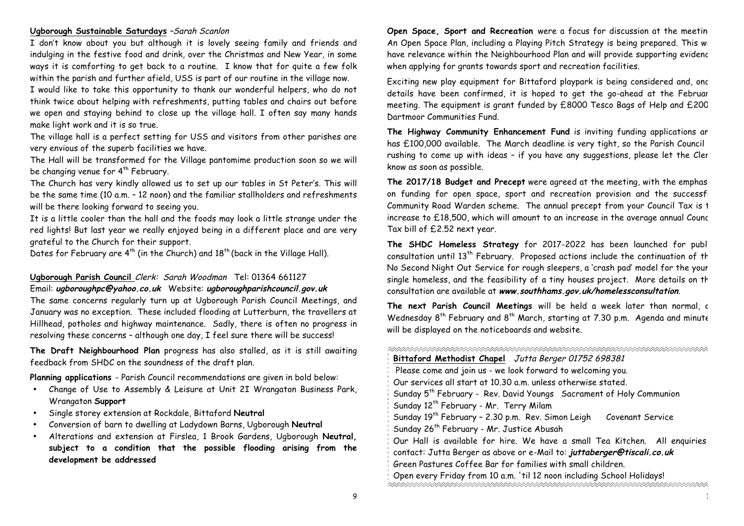**Ugborough Sustainable Saturdays** –*Sarah Scanlon*

I don't know about you but although it is lovely seeing family and friends and indulging in the festive food and drink, over the Christmas and New Year, in some ways it is comforting to get back to a routine. I know that for quite a few folk within the parish and further afield, USS is part of our routine in the village now.

I would like to take this opportunity to thank our wonderful helpers, who do not think twice about helping with refreshments, putting tables and chairs out before we open and staying behind to close up the village hall. I often say many hands make light work and it is so true.

The village hall is a perfect setting for USS and visitors from other parishes are very envious of the superb facilities we have.

The Hall will be transformed for the Village pantomime production soon so we will be changing venue for 4th February.

The Church has very kindly allowed us to set up our tables in St Peter's. This will be the same time (10 a.m. – 12 noon) and the familiar stallholders and refreshments will be there looking forward to seeing you.

It is a little cooler than the hall and the foods may look a little strange under the red lights! But last year we really enjoyed being in a different place and are very grateful to the Church for their support.

Dates for February are 4th (in the Church) and 18th (back in the Village Hall).

**Ugborough Parish Council** *Clerk: Sarah Woodman* Tel: 01364 661127
Email: ***ugboroughpc@yahoo.co.uk*** Website: ***ugboroughparishcouncil.gov.uk***

The same concerns regularly turn up at Ugborough Parish Council Meetings, and January was no exception. These included flooding at Lutterburn, the travellers at Hillhead, potholes and highway maintenance. Sadly, there is often no progress in resolving these concerns – although one day, I feel sure there will be success!

**The Draft Neighbourhood Plan** progress has also stalled, as it is still awaiting feedback from SHDC on the soundness of the draft plan.

**Planning applications** - Parish Council recommendations are given in bold below:

- Change of Use to Assembly & Leisure at Unit 2I Wrangaton Business Park, Wrangaton **Support**
- Single storey extension at Rockdale, Bittaford **Neutral**
- Conversion of barn to dwelling at Ladydown Barns, Ugborough **Neutral**
- Alterations and extension at Firslea, 1 Brook Gardens, Ugborough **Neutral, subject to a condition that the possible flooding arising from the development be addressed**

**Open Space, Sport and Recreation** were a focus for discussion at the meetin An Open Space Plan, including a Playing Pitch Strategy is being prepared. This w have relevance within the Neighbourhood Plan and will provide supporting evidenc when applying for grants towards sport and recreation facilities.

Exciting new play equipment for Bittaford playpark is being considered and, onc details have been confirmed, it is hoped to get the go-ahead at the Februar meeting. The equipment is grant funded by £8000 Tesco Bags of Help and £200 Dartmoor Communities Fund.

**The Highway Community Enhancement Fund** is inviting funding applications ar has £100,000 available. The March deadline is very tight, so the Parish Council rushing to come up with ideas – if you have any suggestions, please let the Cler know as soon as possible.

**The 2017/18 Budget and Precept** were agreed at the meeting, with the emphas on funding for open space, sport and recreation provision and the successf Community Road Warden scheme. The annual precept from your Council Tax is t increase to £18,500, which will amount to an increase in the average annual Counc Tax bill of £2.52 next year.

**The SHDC Homeless Strategy** for 2017-2022 has been launched for publ consultation until 13th February. Proposed actions include the continuation of th No Second Night Out Service for rough sleepers, a 'crash pad' model for the your single homeless, and the feasibility of a tiny houses project. More details on th consultation are available at ***www.southhams.gov.uk/homelessconsultation***.

**The next Parish Council Meetings** will be held a week later than normal, c Wednesday 8th February and 8th March, starting at 7.30 p.m. Agenda and minute will be displayed on the noticeboards and website.

**Bittaford Methodist Chapel** *Jutta Berger 01752 698381*

Please come and join us - we look forward to welcoming you.
Our services all start at 10.30 a.m. unless otherwise stated.
Sunday 5th February - Rev. David Youngs Sacrament of Holy Communion
Sunday 12th February - Mr. Terry Milam
Sunday 19th February – 2.30 p.m. Rev. Simon Leigh Covenant Service
Sunday 26th February - Mr. Justice Abusah
Our Hall is available for hire. We have a small Tea Kitchen. All enquiries contact: Jutta Berger as above or e-Mail to: ***juttaberger@tiscali.co.uk***
Green Pastures Coffee Bar for families with small children.
Open every Friday from 10 a.m. 'til 12 noon including School Holidays!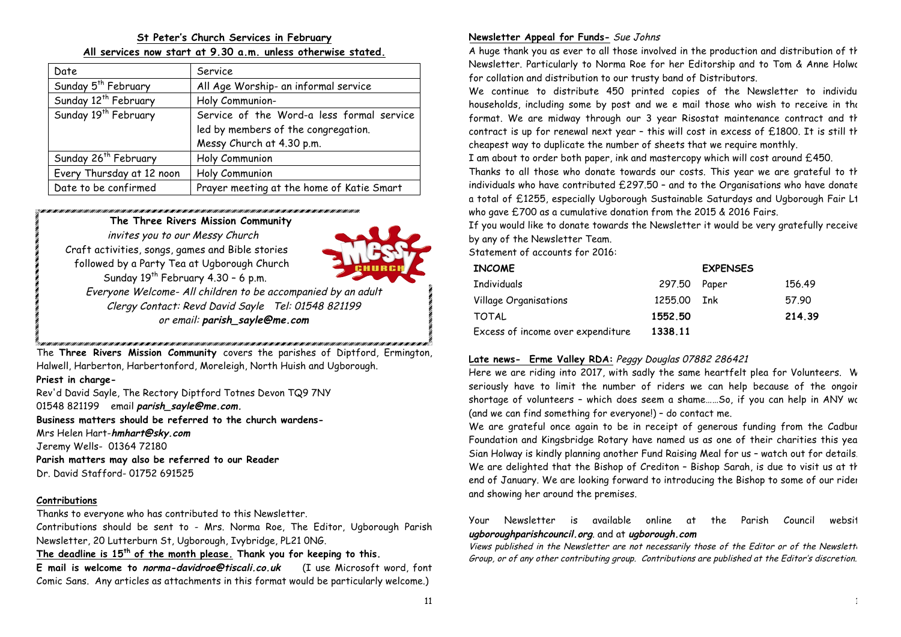**St Peter's Church Services in February**

**All services now start at 9.30 a.m. unless otherwise stated.**

| Date | Service |
|---|---|
| Sunday 5th February | All Age Worship- an informal service |
| Sunday 12th February | Holy Communion- |
| Sunday 19th February | Service of the Word-a less formal service led by members of the congregation. Messy Church at 4.30 p.m. |
| Sunday 26th February | Holy Communion |
| Every Thursday at 12 noon | Holy Communion |
| Date to be confirmed | Prayer meeting at the home of Katie Smart |

**The Three Rivers Mission Community**

*invites you to our Messy Church*

Craft activities, songs, games and Bible stories followed by a Party Tea at Ugborough Church

Sunday 19th February 4.30 – 6 p.m.

*Everyone Welcome- All children to be accompanied by an adult*

*Clergy Contact: Revd David Sayle Tel: 01548 821199*

*or email: **parish_sayle@me.com***

The **Three Rivers Mission Community** covers the parishes of Diptford, Ermington, Halwell, Harberton, Harbertonford, Moreleigh, North Huish and Ugborough.

**Priest in charge-**

Rev'd David Sayle, The Rectory Diptford Totnes Devon TQ9 7NY

01548 821199 email ***parish_sayle@me.com.***

**Business matters should be referred to the church wardens-**

Mrs Helen Hart-***hmhart@sky.com***

Jeremy Wells- 01364 72180

**Parish matters may also be referred to our Reader**

Dr. David Stafford- 01752 691525

**Contributions**

Thanks to everyone who has contributed to this Newsletter.

Contributions should be sent to - Mrs. Norma Roe, The Editor, Ugborough Parish Newsletter, 20 Lutterburn St, Ugborough, Ivybridge, PL21 0NG.

**The deadline is 15th of the month please. Thank you for keeping to this.**

**E mail is welcome to *norma-davidroe@tiscali.co.uk*** (I use Microsoft word, font Comic Sans. Any articles as attachments in this format would be particularly welcome.)

**Newsletter Appeal for Funds-** *Sue Johns*

A huge thank you as ever to all those involved in the production and distribution of th Newsletter. Particularly to Norma Roe for her Editorship and to Tom & Anne Holwo for collation and distribution to our trusty band of Distributors.

We continue to distribute 450 printed copies of the Newsletter to individu households, including some by post and we e mail those who wish to receive in th format. We are midway through our 3 year Risostat maintenance contract and th contract is up for renewal next year – this will cost in excess of £1800. It is still th cheapest way to duplicate the number of sheets that we require monthly.

I am about to order both paper, ink and mastercopy which will cost around £450.

Thanks to all those who donate towards our costs. This year we are grateful to th individuals who have contributed £297.50 – and to the Organisations who have donate a total of £1255, especially Ugborough Sustainable Saturdays and Ugborough Fair Lt who gave £700 as a cumulative donation from the 2015 & 2016 Fairs.

If you would like to donate towards the Newsletter it would be very gratefully receive by any of the Newsletter Team.

Statement of accounts for 2016:

| **INCOME** | | **EXPENSES** | |
|---|---|---|---|
| Individuals | 297.50 | Paper | 156.49 |
| Village Organisations | 1255.00 | Ink | 57.90 |
| TOTAL | **1552.50** | | **214.39** |
| Excess of income over expenditure | **1338.11** | | |

**Late news- Erme Valley RDA:** *Peggy Douglas 07882 286421*

Here we are riding into 2017, with sadly the same heartfelt plea for Volunteers. W seriously have to limit the number of riders we can help because of the ongoir shortage of volunteers – which does seem a shame……So, if you can help in ANY wo (and we can find something for everyone!) – do contact me.

We are grateful once again to be in receipt of generous funding from the Cadbur Foundation and Kingsbridge Rotary have named us as one of their charities this yea Sian Holway is kindly planning another Fund Raising Meal for us – watch out for details.

We are delighted that the Bishop of Crediton – Bishop Sarah, is due to visit us at th end of January. We are looking forward to introducing the Bishop to some of our rider and showing her around the premises.

Your Newsletter is available online at the Parish Council websit ***ugboroughparishcouncil.org***. and at ***ugborough.com***

*Views published in the Newsletter are not necessarily those of the Editor or of the Newslett Group, or of any other contributing group. Contributions are published at the Editor's discretion.*